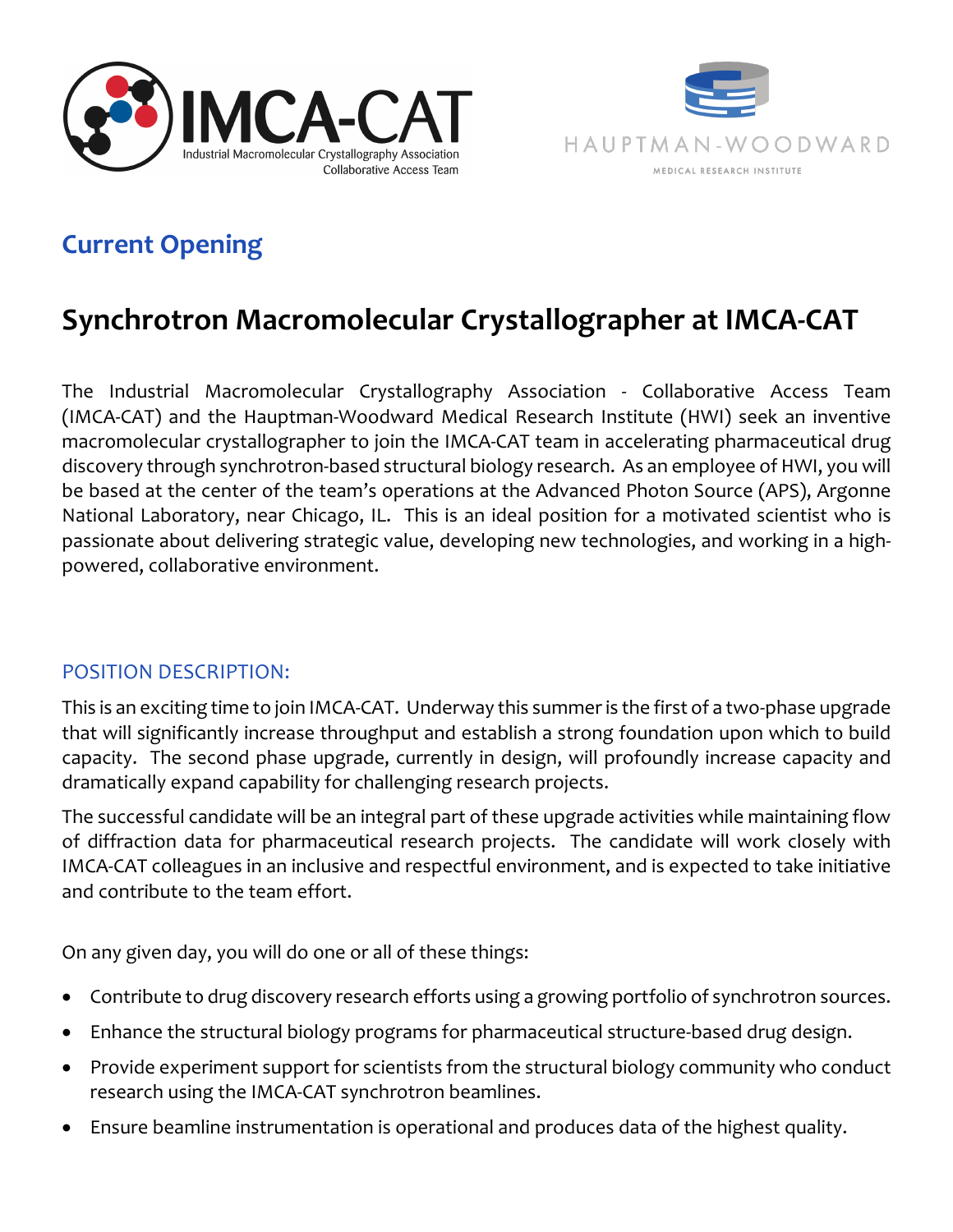IMCA-CAT
Industrial Macromolecular Crystallography Association
Collaborative Access Team

HAUPTMAN-WOODWARD
MEDICAL RESEARCH INSTITUTE

## Current Opening

# Synchrotron Macromolecular Crystallographer at IMCA-CAT

The Industrial Macromolecular Crystallography Association - Collaborative Access Team (IMCA-CAT) and the Hauptman-Woodward Medical Research Institute (HWI) seek an inventive macromolecular crystallographer to join the IMCA-CAT team in accelerating pharmaceutical drug discovery through synchrotron-based structural biology research. As an employee of HWI, you will be based at the center of the team's operations at the Advanced Photon Source (APS), Argonne National Laboratory, near Chicago, IL. This is an ideal position for a motivated scientist who is passionate about delivering strategic value, developing new technologies, and working in a high-powered, collaborative environment.

### POSITION DESCRIPTION:

This is an exciting time to join IMCA-CAT. Underway this summer is the first of a two-phase upgrade that will significantly increase throughput and establish a strong foundation upon which to build capacity. The second phase upgrade, currently in design, will profoundly increase capacity and dramatically expand capability for challenging research projects.

The successful candidate will be an integral part of these upgrade activities while maintaining flow of diffraction data for pharmaceutical research projects. The candidate will work closely with IMCA-CAT colleagues in an inclusive and respectful environment, and is expected to take initiative and contribute to the team effort.

On any given day, you will do one or all of these things:

- Contribute to drug discovery research efforts using a growing portfolio of synchrotron sources.
- Enhance the structural biology programs for pharmaceutical structure-based drug design.
- Provide experiment support for scientists from the structural biology community who conduct research using the IMCA-CAT synchrotron beamlines.
- Ensure beamline instrumentation is operational and produces data of the highest quality.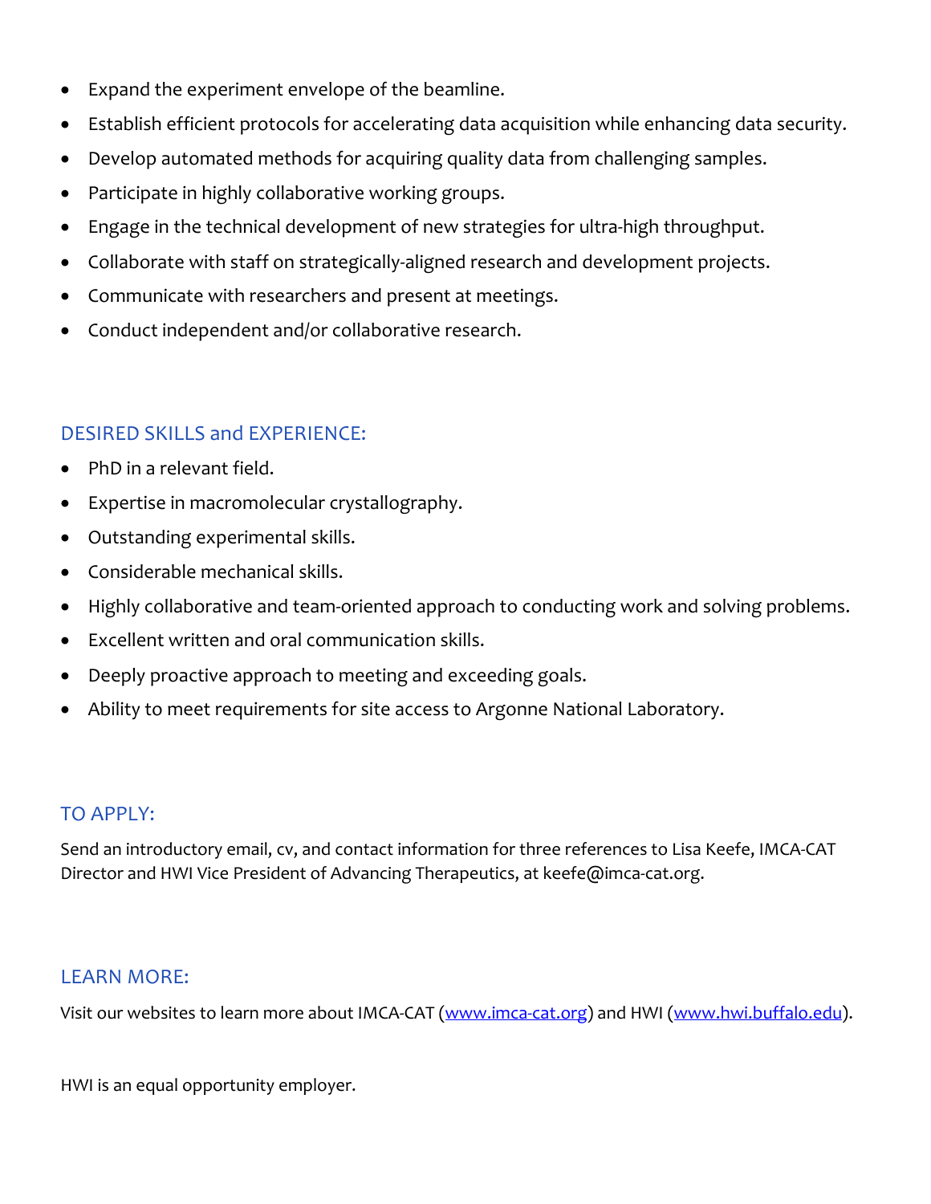- Expand the experiment envelope of the beamline.
- Establish efficient protocols for accelerating data acquisition while enhancing data security.
- Develop automated methods for acquiring quality data from challenging samples.
- Participate in highly collaborative working groups.
- Engage in the technical development of new strategies for ultra-high throughput.
- Collaborate with staff on strategically-aligned research and development projects.
- Communicate with researchers and present at meetings.
- Conduct independent and/or collaborative research.

## DESIRED SKILLS and EXPERIENCE:

- PhD in a relevant field.
- Expertise in macromolecular crystallography.
- Outstanding experimental skills.
- Considerable mechanical skills.
- Highly collaborative and team-oriented approach to conducting work and solving problems.
- Excellent written and oral communication skills.
- Deeply proactive approach to meeting and exceeding goals.
- Ability to meet requirements for site access to Argonne National Laboratory.

## TO APPLY:

Send an introductory email, cv, and contact information for three references to Lisa Keefe, IMCA-CAT Director and HWI Vice President of Advancing Therapeutics, at keefe@imca-cat.org.

## LEARN MORE:

Visit our websites to learn more about IMCA-CAT ([www.imca-cat.org](http://www.imca-cat.org)) and HWI ([www.hwi.buffalo.edu](http://www.hwi.buffalo.edu)).

HWI is an equal opportunity employer.